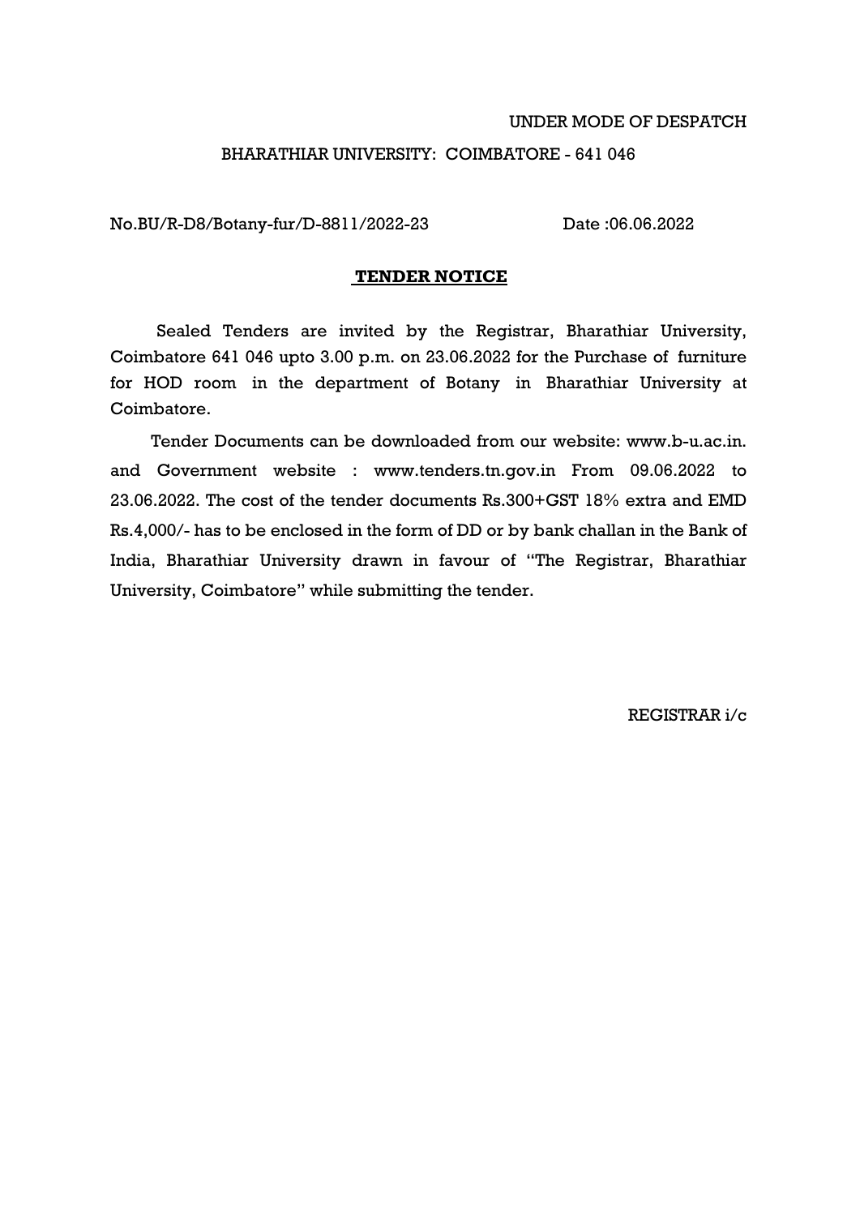UNDER MODE OF DESPATCH

BHARATHIAR UNIVERSITY: COIMBATORE - 641 046

No.BU/R-D8/Botany-fur/D-8811/2022-23 Date :06.06.2022

## **TENDER NOTICE**

Sealed Tenders are invited by the Registrar, Bharathiar University, Coimbatore 641 046 upto 3.00 p.m. on 23.06.2022 for the Purchase of furniture for HOD room in the department of Botany in Bharathiar University at Coimbatore.

Tender Documents can be downloaded from our website: www.b-u.ac.in. and Government website : www.tenders.tn.gov.in From 09.06.2022 to 23.06.2022. The cost of the tender documents Rs.300+GST 18% extra and EMD Rs.4,000/- has to be enclosed in the form of DD or by bank challan in the Bank of India, Bharathiar University drawn in favour of "The Registrar, Bharathiar University, Coimbatore" while submitting the tender.

REGISTRAR i/c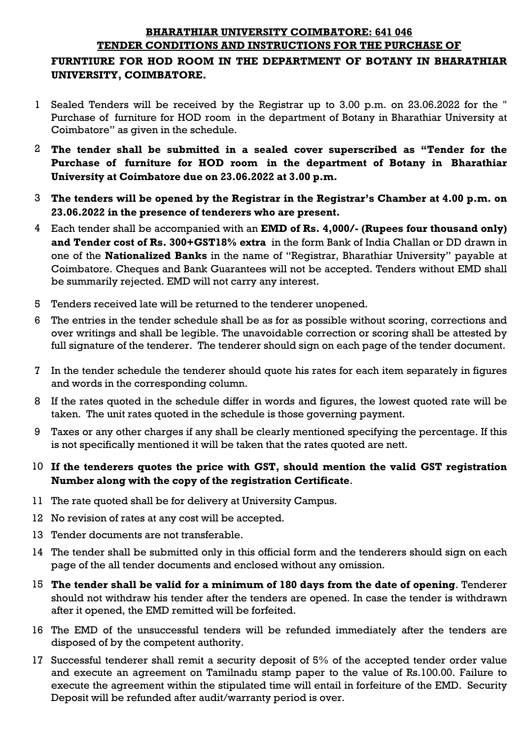**BHARATHIAR UNIVERSITY COIMBATORE: 641 046**
**TENDER CONDITIONS AND INSTRUCTIONS FOR THE PURCHASE OF**

**FURNTIURE FOR HOD ROOM IN THE DEPARTMENT OF BOTANY IN BHARATHIAR UNIVERSITY, COIMBATORE.**

1. Sealed Tenders will be received by the Registrar up to 3.00 p.m. on 23.06.2022 for the " Purchase of furniture for HOD room in the department of Botany in Bharathiar University at Coimbatore" as given in the schedule.
2. **The tender shall be submitted in a sealed cover superscribed as "Tender for the Purchase of furniture for HOD room in the department of Botany in Bharathiar University at Coimbatore due on 23.06.2022 at 3.00 p.m.**
3. **The tenders will be opened by the Registrar in the Registrar's Chamber at 4.00 p.m. on 23.06.2022 in the presence of tenderers who are present.**
4. Each tender shall be accompanied with an **EMD of Rs. 4,000/- (Rupees four thousand only) and Tender cost of Rs. 300+GST18% extra** in the form Bank of India Challan or DD drawn in one of the **Nationalized Banks** in the name of "Registrar, Bharathiar University" payable at Coimbatore. Cheques and Bank Guarantees will not be accepted. Tenders without EMD shall be summarily rejected. EMD will not carry any interest.
5. Tenders received late will be returned to the tenderer unopened.
6. The entries in the tender schedule shall be as for as possible without scoring, corrections and over writings and shall be legible. The unavoidable correction or scoring shall be attested by full signature of the tenderer. The tenderer should sign on each page of the tender document.
7. In the tender schedule the tenderer should quote his rates for each item separately in figures and words in the corresponding column.
8. If the rates quoted in the schedule differ in words and figures, the lowest quoted rate will be taken. The unit rates quoted in the schedule is those governing payment.
9. Taxes or any other charges if any shall be clearly mentioned specifying the percentage. If this is not specifically mentioned it will be taken that the rates quoted are nett.
10. **If the tenderers quotes the price with GST, should mention the valid GST registration Number along with the copy of the registration Certificate**.
11. The rate quoted shall be for delivery at University Campus.
12. No revision of rates at any cost will be accepted.
13. Tender documents are not transferable.
14. The tender shall be submitted only in this official form and the tenderers should sign on each page of the all tender documents and enclosed without any omission.
15. **The tender shall be valid for a minimum of 180 days from the date of opening**. Tenderer should not withdraw his tender after the tenders are opened. In case the tender is withdrawn after it opened, the EMD remitted will be forfeited.
16. The EMD of the unsuccessful tenders will be refunded immediately after the tenders are disposed of by the competent authority.
17. Successful tenderer shall remit a security deposit of 5% of the accepted tender order value and execute an agreement on Tamilnadu stamp paper to the value of Rs.100.00. Failure to execute the agreement within the stipulated time will entail in forfeiture of the EMD. Security Deposit will be refunded after audit/warranty period is over.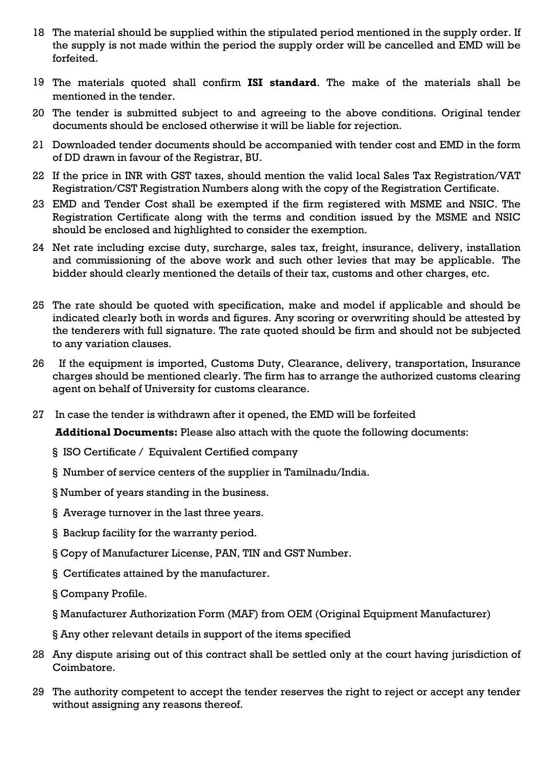18 The material should be supplied within the stipulated period mentioned in the supply order. If the supply is not made within the period the supply order will be cancelled and EMD will be forfeited.

19 The materials quoted shall confirm **ISI standard**. The make of the materials shall be mentioned in the tender.

20 The tender is submitted subject to and agreeing to the above conditions. Original tender documents should be enclosed otherwise it will be liable for rejection.

21 Downloaded tender documents should be accompanied with tender cost and EMD in the form of DD drawn in favour of the Registrar, BU.

22 If the price in INR with GST taxes, should mention the valid local Sales Tax Registration/VAT Registration/CST Registration Numbers along with the copy of the Registration Certificate.

23 EMD and Tender Cost shall be exempted if the firm registered with MSME and NSIC. The Registration Certificate along with the terms and condition issued by the MSME and NSIC should be enclosed and highlighted to consider the exemption.

24 Net rate including excise duty, surcharge, sales tax, freight, insurance, delivery, installation and commissioning of the above work and such other levies that may be applicable. The bidder should clearly mentioned the details of their tax, customs and other charges, etc.

25 The rate should be quoted with specification, make and model if applicable and should be indicated clearly both in words and figures. Any scoring or overwriting should be attested by the tenderers with full signature. The rate quoted should be firm and should not be subjected to any variation clauses.

26 If the equipment is imported, Customs Duty, Clearance, delivery, transportation, Insurance charges should be mentioned clearly. The firm has to arrange the authorized customs clearing agent on behalf of University for customs clearance.

27 In case the tender is withdrawn after it opened, the EMD will be forfeited

**Additional Documents:** Please also attach with the quote the following documents:

§ ISO Certificate / Equivalent Certified company

§ Number of service centers of the supplier in Tamilnadu/India.

§ Number of years standing in the business.

§ Average turnover in the last three years.

§ Backup facility for the warranty period.

§ Copy of Manufacturer License, PAN, TIN and GST Number.

§ Certificates attained by the manufacturer.

§ Company Profile.

§ Manufacturer Authorization Form (MAF) from OEM (Original Equipment Manufacturer)

§ Any other relevant details in support of the items specified

28 Any dispute arising out of this contract shall be settled only at the court having jurisdiction of Coimbatore.

29 The authority competent to accept the tender reserves the right to reject or accept any tender without assigning any reasons thereof.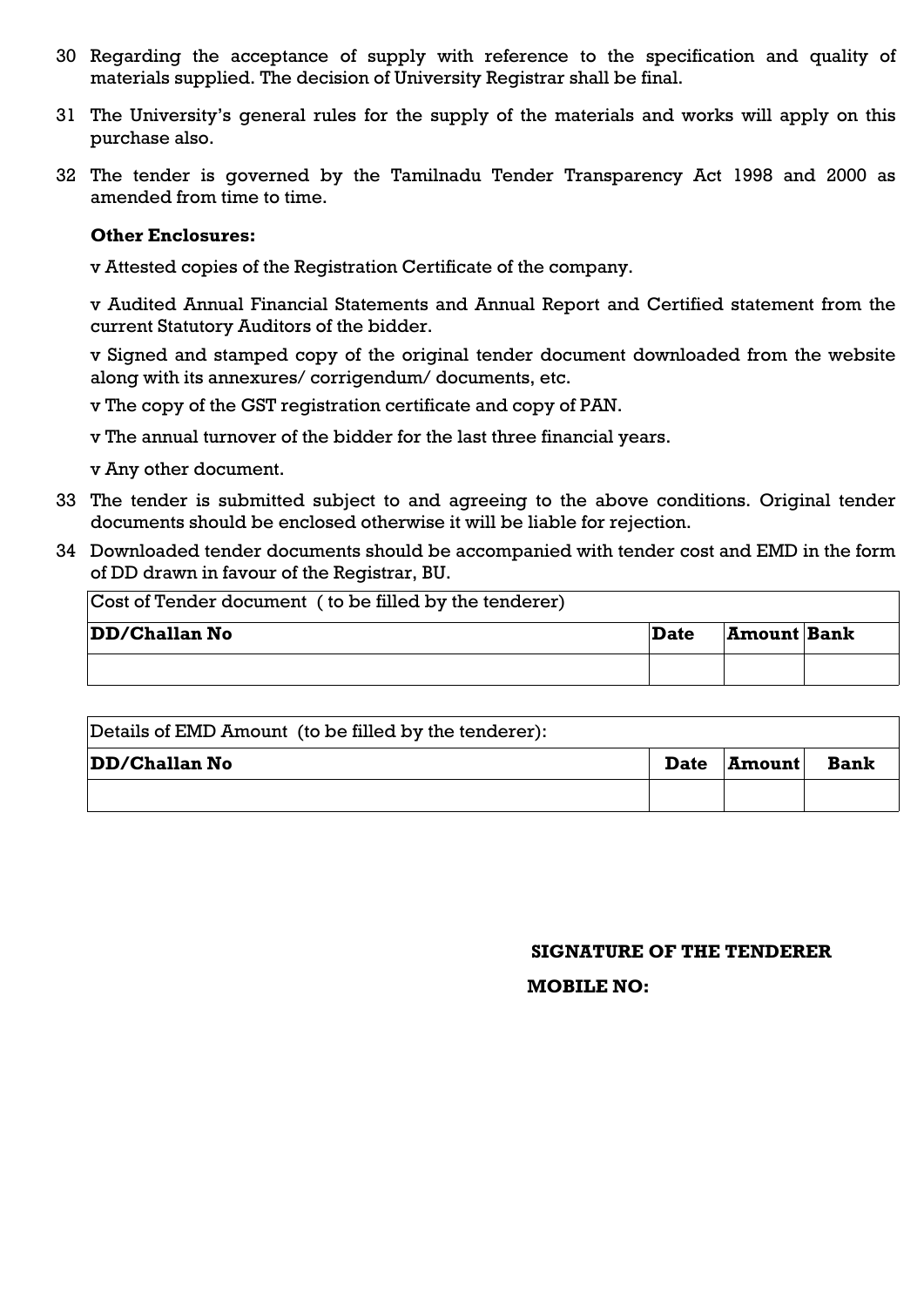30 Regarding the acceptance of supply with reference to the specification and quality of materials supplied. The decision of University Registrar shall be final.

31 The University's general rules for the supply of the materials and works will apply on this purchase also.

32 The tender is governed by the Tamilnadu Tender Transparency Act 1998 and 2000 as amended from time to time.

**Other Enclosures:**

v Attested copies of the Registration Certificate of the company.

v Audited Annual Financial Statements and Annual Report and Certified statement from the current Statutory Auditors of the bidder.

v Signed and stamped copy of the original tender document downloaded from the website along with its annexures/ corrigendum/ documents, etc.

v The copy of the GST registration certificate and copy of PAN.

v The annual turnover of the bidder for the last three financial years.

v Any other document.

33 The tender is submitted subject to and agreeing to the above conditions. Original tender documents should be enclosed otherwise it will be liable for rejection.

34 Downloaded tender documents should be accompanied with tender cost and EMD in the form of DD drawn in favour of the Registrar, BU.

| Cost of Tender document ( to be filled by the tenderer) | | | |
|---|---|---|---|
| **DD/Challan No** | **Date** | **Amount** | **Bank** |
| | | | |

| Details of EMD Amount (to be filled by the tenderer): | | | |
|---|---|---|---|
| **DD/Challan No** | **Date** | **Amount** | **Bank** |
| | | | |

**SIGNATURE OF THE TENDERER**

**MOBILE NO:**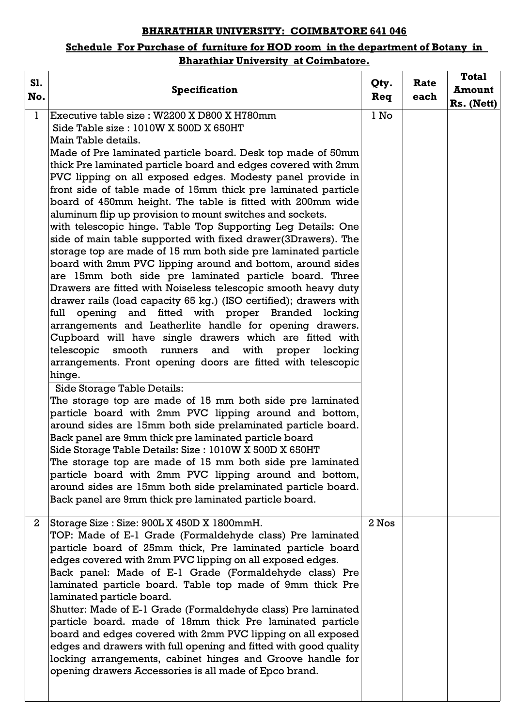**BHARATHIAR UNIVERSITY: COIMBATORE 641 046**

**Schedule For Purchase of furniture for HOD room in the department of Botany in Bharathiar University at Coimbatore.**

| Sl. No. | Specification | Qty. Req | Rate each | Total Amount Rs. (Nett) |
|---|---|---|---|---|
| 1 | Executive table size : W2200 X D800 X H780mm<br>Side Table size : 1010W X 500D X 650HT<br>Main Table details.<br>Made of Pre laminated particle board. Desk top made of 50mm thick Pre laminated particle board and edges covered with 2mm PVC lipping on all exposed edges. Modesty panel provide in front side of table made of 15mm thick pre laminated particle board of 450mm height. The table is fitted with 200mm wide aluminum flip up provision to mount switches and sockets. with telescopic hinge. Table Top Supporting Leg Details: One side of main table supported with fixed drawer(3Drawers). The storage top are made of 15 mm both side pre laminated particle board with 2mm PVC lipping around and bottom, around sides are 15mm both side pre laminated particle board. Three Drawers are fitted with Noiseless telescopic smooth heavy duty drawer rails (load capacity 65 kg.) (ISO certified); drawers with full opening and fitted with proper Branded locking arrangements and Leatherlite handle for opening drawers. Cupboard will have single drawers which are fitted with telescopic smooth runners and with proper locking arrangements. Front opening doors are fitted with telescopic hinge.<br>Side Storage Table Details:<br>The storage top are made of 15 mm both side pre laminated particle board with 2mm PVC lipping around and bottom, around sides are 15mm both side prelaminated particle board. Back panel are 9mm thick pre laminated particle board<br>Side Storage Table Details: Size : 1010W X 500D X 650HT<br>The storage top are made of 15 mm both side pre laminated particle board with 2mm PVC lipping around and bottom, around sides are 15mm both side prelaminated particle board. Back panel are 9mm thick pre laminated particle board. | 1 No | | |
| 2 | Storage Size : Size: 900L X 450D X 1800mmH.<br>TOP: Made of E-1 Grade (Formaldehyde class) Pre laminated particle board of 25mm thick, Pre laminated particle board edges covered with 2mm PVC lipping on all exposed edges.<br>Back panel: Made of E-1 Grade (Formaldehyde class) Pre laminated particle board. Table top made of 9mm thick Pre laminated particle board.<br>Shutter: Made of E-1 Grade (Formaldehyde class) Pre laminated particle board. made of 18mm thick Pre laminated particle board and edges covered with 2mm PVC lipping on all exposed edges and drawers with full opening and fitted with good quality locking arrangements, cabinet hinges and Groove handle for opening drawers Accessories is all made of Epco brand. | 2 Nos | | |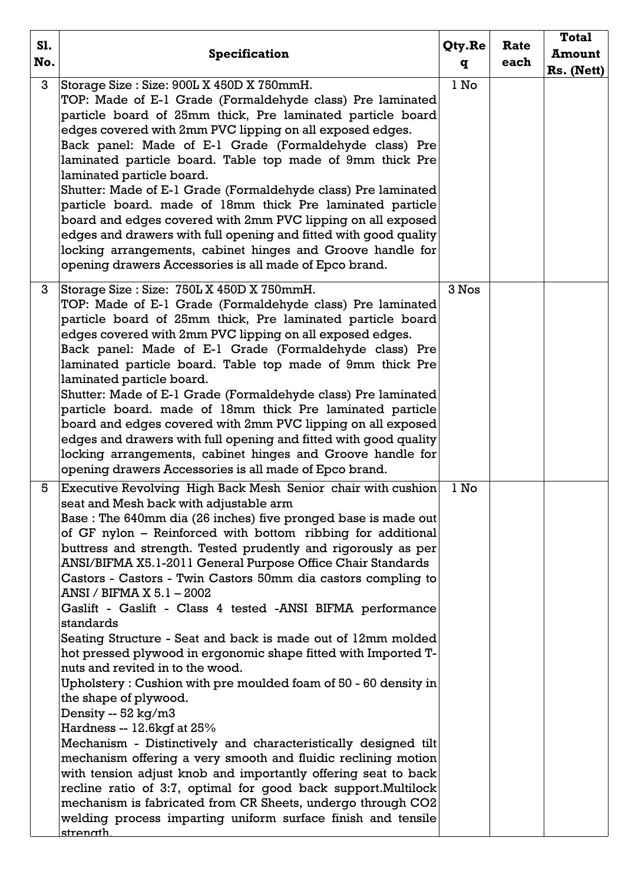| Sl. No. | Specification | Qty.Req | Rate each | Total Amount Rs. (Nett) |
|---|---|---|---|---|
| 3 | Storage Size : Size: 900L X 450D X 750mmH.<br>TOP: Made of E-1 Grade (Formaldehyde class) Pre laminated particle board of 25mm thick, Pre laminated particle board edges covered with 2mm PVC lipping on all exposed edges.<br>Back panel: Made of E-1 Grade (Formaldehyde class) Pre laminated particle board. Table top made of 9mm thick Pre laminated particle board.<br>Shutter: Made of E-1 Grade (Formaldehyde class) Pre laminated particle board. made of 18mm thick Pre laminated particle board and edges covered with 2mm PVC lipping on all exposed edges and drawers with full opening and fitted with good quality locking arrangements, cabinet hinges and Groove handle for opening drawers Accessories is all made of Epco brand. | 1 No | | |
| 3 | Storage Size : Size: 750L X 450D X 750mmH.<br>TOP: Made of E-1 Grade (Formaldehyde class) Pre laminated particle board of 25mm thick, Pre laminated particle board edges covered with 2mm PVC lipping on all exposed edges.<br>Back panel: Made of E-1 Grade (Formaldehyde class) Pre laminated particle board. Table top made of 9mm thick Pre laminated particle board.<br>Shutter: Made of E-1 Grade (Formaldehyde class) Pre laminated particle board. made of 18mm thick Pre laminated particle board and edges covered with 2mm PVC lipping on all exposed edges and drawers with full opening and fitted with good quality locking arrangements, cabinet hinges and Groove handle for opening drawers Accessories is all made of Epco brand. | 3 Nos | | |
| 5 | Executive Revolving High Back Mesh Senior chair with cushion seat and Mesh back with adjustable arm<br>Base : The 640mm dia (26 inches) five pronged base is made out of GF nylon – Reinforced with bottom ribbing for additional buttress and strength. Tested prudently and rigorously as per ANSI/BIFMA X5.1-2011 General Purpose Office Chair Standards<br>Castors - Castors - Twin Castors 50mm dia castors compling to ANSI / BIFMA X 5.1 – 2002<br>Gaslift - Gaslift - Class 4 tested -ANSI BIFMA performance standards<br>Seating Structure - Seat and back is made out of 12mm molded hot pressed plywood in ergonomic shape fitted with Imported T-nuts and revited in to the wood.<br>Upholstery : Cushion with pre moulded foam of 50 - 60 density in the shape of plywood.<br>Density -- 52 kg/m3<br>Hardness -- 12.6kgf at 25%<br>Mechanism - Distinctively and characteristically designed tilt mechanism offering a very smooth and fluidic reclining motion with tension adjust knob and importantly offering seat to back recline ratio of 3:7, optimal for good back support.Multilock mechanism is fabricated from CR Sheets, undergo through $CO_2$ welding process imparting uniform surface finish and tensile strength. | 1 No | | |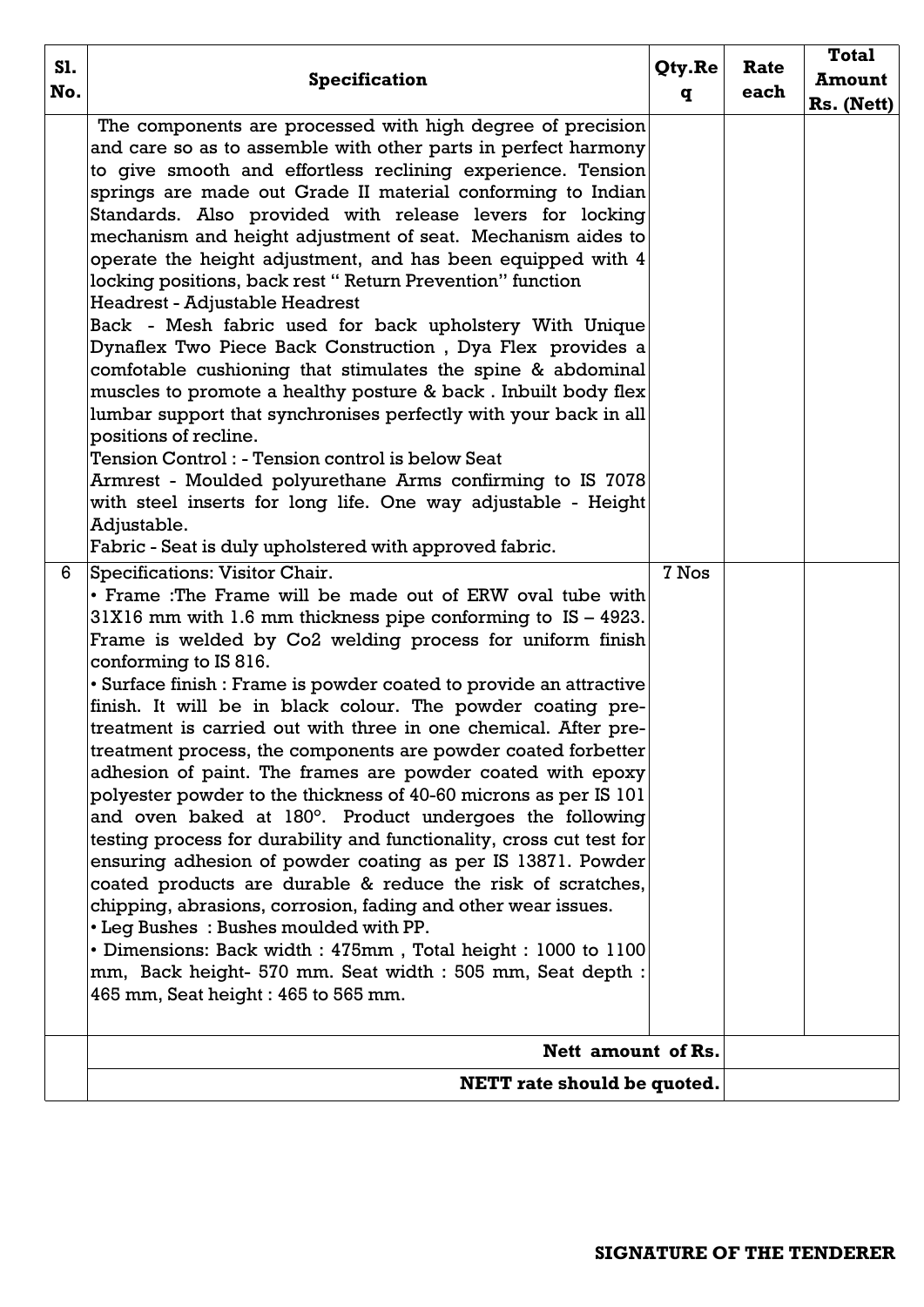| Sl. No. | Specification | Qty.Req | Rate each | Total Amount Rs. (Nett) |
|---|---|---|---|---|
| | The components are processed with high degree of precision and care so as to assemble with other parts in perfect harmony to give smooth and effortless reclining experience. Tension springs are made out Grade II material conforming to Indian Standards. Also provided with release levers for locking mechanism and height adjustment of seat. Mechanism aides to operate the height adjustment, and has been equipped with 4 locking positions, back rest " Return Prevention" function<br>Headrest - Adjustable Headrest<br>Back - Mesh fabric used for back upholstery With Unique Dynaflex Two Piece Back Construction , Dya Flex provides a comfotable cushioning that stimulates the spine & abdominal muscles to promote a healthy posture & back . Inbuilt body flex lumbar support that synchronises perfectly with your back in all positions of recline.<br>Tension Control : - Tension control is below Seat<br>Armrest - Moulded polyurethane Arms confirming to IS 7078 with steel inserts for long life. One way adjustable - Height Adjustable.<br>Fabric - Seat is duly upholstered with approved fabric. | | | |
| 6 | Specifications: Visitor Chair.<br>• Frame :The Frame will be made out of ERW oval tube with 31X16 mm with 1.6 mm thickness pipe conforming to IS – 4923. Frame is welded by Co2 welding process for uniform finish conforming to IS 816.<br>• Surface finish : Frame is powder coated to provide an attractive finish. It will be in black colour. The powder coating pre-treatment is carried out with three in one chemical. After pre-treatment process, the components are powder coated forbetter adhesion of paint. The frames are powder coated with epoxy polyester powder to the thickness of 40-60 microns as per IS 101 and oven baked at 180°. Product undergoes the following testing process for durability and functionality, cross cut test for ensuring adhesion of powder coating as per IS 13871. Powder coated products are durable & reduce the risk of scratches, chipping, abrasions, corrosion, fading and other wear issues.<br>• Leg Bushes : Bushes moulded with PP.<br>• Dimensions: Back width : 475mm , Total height : 1000 to 1100 mm, Back height- 570 mm. Seat width : 505 mm, Seat depth : 465 mm, Seat height : 465 to 565 mm. | 7 Nos | | |
| | **Nett amount of Rs.** | | | |
| | **NETT rate should be quoted.** | | | |

**SIGNATURE OF THE TENDERER**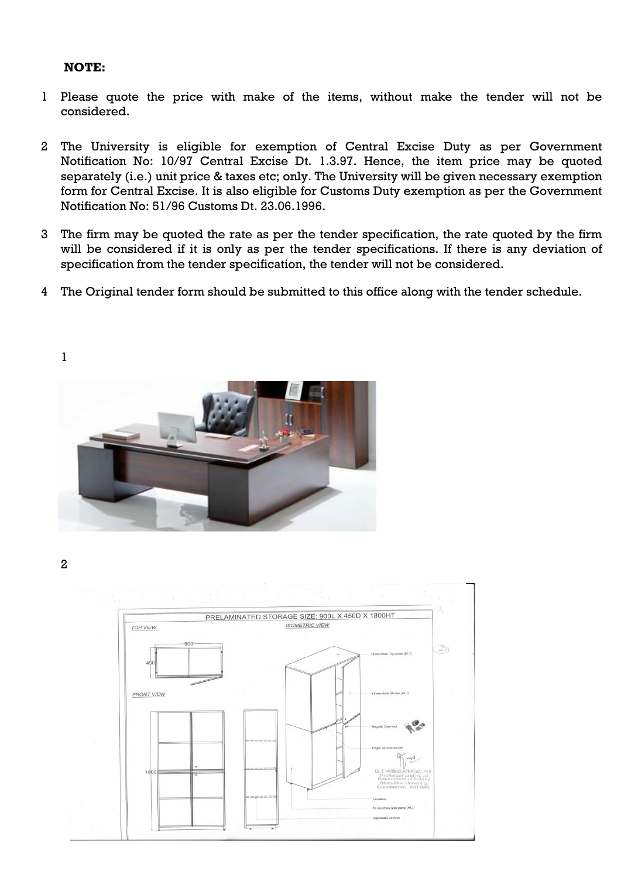**NOTE:**

1. Please quote the price with make of the items, without make the tender will not be considered.

2. The University is eligible for exemption of Central Excise Duty as per Government Notification No: 10/97 Central Excise Dt. 1.3.97. Hence, the item price may be quoted separately (i.e.) unit price & taxes etc; only. The University will be given necessary exemption form for Central Excise. It is also eligible for Customs Duty exemption as per the Government Notification No: 51/96 Customs Dt. 23.06.1996.

3. The firm may be quoted the rate as per the tender specification, the rate quoted by the firm will be considered if it is only as per the tender specifications. If there is any deviation of specification from the tender specification, the tender will not be considered.

4. The Original tender form should be submitted to this office along with the tender schedule.

1

2

PRELAMINATED STORAGE SIZE: 900L X 450D X 1800HT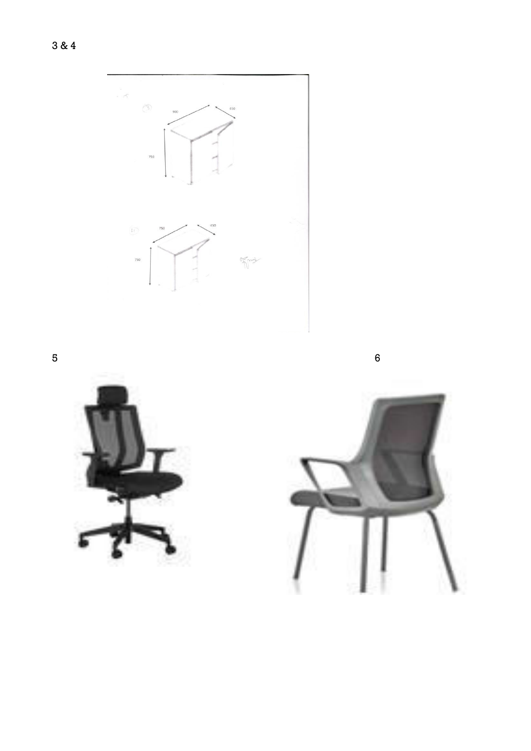3 & 4

900

450

750

750

450

750

5

6